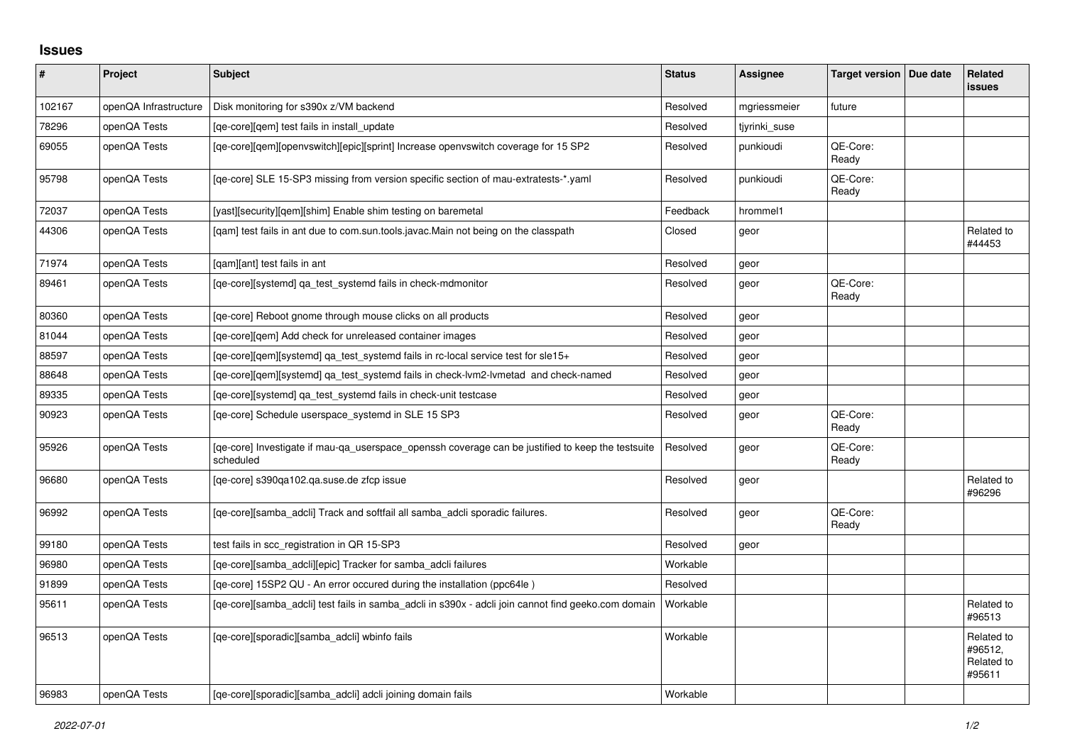# Issues

| # | Project | Subject | Status | Assignee | Target version | Due date | Related issues |
|---|---|---|---|---|---|---|---|
| 102167 | openQA Infrastructure | Disk monitoring for s390x z/VM backend | Resolved | mgriessmeier | future | | |
| 78296 | openQA Tests | [qe-core][qem] test fails in install_update | Resolved | tjyrinki_suse | | | |
| 69055 | openQA Tests | [qe-core][qem][openvswitch][epic][sprint] Increase openvswitch coverage for 15 SP2 | Resolved | punkioudi | QE-Core: Ready | | |
| 95798 | openQA Tests | [qe-core] SLE 15-SP3 missing from version specific section of mau-extratests-*.yaml | Resolved | punkioudi | QE-Core: Ready | | |
| 72037 | openQA Tests | [yast][security][qem][shim] Enable shim testing on baremetal | Feedback | hrommel1 | | | |
| 44306 | openQA Tests | [qam] test fails in ant due to com.sun.tools.javac.Main not being on the classpath | Closed | geor | | | Related to #44453 |
| 71974 | openQA Tests | [qam][ant] test fails in ant | Resolved | geor | | | |
| 89461 | openQA Tests | [qe-core][systemd] qa_test_systemd fails in check-mdmonitor | Resolved | geor | QE-Core: Ready | | |
| 80360 | openQA Tests | [qe-core] Reboot gnome through mouse clicks on all products | Resolved | geor | | | |
| 81044 | openQA Tests | [qe-core][qem] Add check for unreleased container images | Resolved | geor | | | |
| 88597 | openQA Tests | [qe-core][qem][systemd] qa_test_systemd fails in rc-local service test for sle15+ | Resolved | geor | | | |
| 88648 | openQA Tests | [qe-core][qem][systemd] qa_test_systemd fails in check-lvm2-lvmetad and check-named | Resolved | geor | | | |
| 89335 | openQA Tests | [qe-core][systemd] qa_test_systemd fails in check-unit testcase | Resolved | geor | | | |
| 90923 | openQA Tests | [qe-core] Schedule userspace_systemd in SLE 15 SP3 | Resolved | geor | QE-Core: Ready | | |
| 95926 | openQA Tests | [qe-core] Investigate if mau-qa_userspace_openssh coverage can be justified to keep the testsuite scheduled | Resolved | geor | QE-Core: Ready | | |
| 96680 | openQA Tests | [qe-core] s390qa102.qa.suse.de zfcp issue | Resolved | geor | | | Related to #96296 |
| 96992 | openQA Tests | [qe-core][samba_adcli] Track and softfail all samba_adcli sporadic failures. | Resolved | geor | QE-Core: Ready | | |
| 99180 | openQA Tests | test fails in scc_registration in QR 15-SP3 | Resolved | geor | | | |
| 96980 | openQA Tests | [qe-core][samba_adcli][epic] Tracker for samba_adcli failures | Workable | | | | |
| 91899 | openQA Tests | [qe-core] 15SP2 QU - An error occured during the installation (ppc64le ) | Resolved | | | | |
| 95611 | openQA Tests | [qe-core][samba_adcli] test fails in samba_adcli in s390x - adcli join cannot find geeko.com domain | Workable | | | | Related to #96513 |
| 96513 | openQA Tests | [qe-core][sporadic][samba_adcli] wbinfo fails | Workable | | | | Related to #96512, Related to #95611 |
| 96983 | openQA Tests | [qe-core][sporadic][samba_adcli] adcli joining domain fails | Workable | | | | |

2022-07-01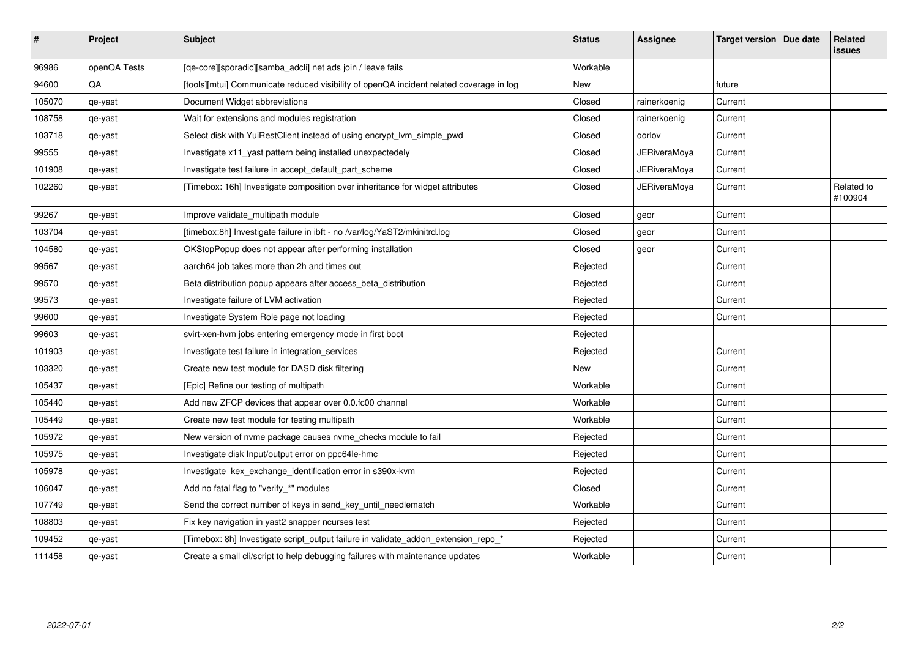| # | Project | Subject | Status | Assignee | Target version | Due date | Related issues |
|---|---|---|---|---|---|---|---|
| 96986 | openQA Tests | [qe-core][sporadic][samba_adcli] net ads join / leave fails | Workable | | | | |
| 94600 | QA | [tools][mtui] Communicate reduced visibility of openQA incident related coverage in log | New | | future | | |
| 105070 | qe-yast | Document Widget abbreviations | Closed | rainerkoenig | Current | | |
| 108758 | qe-yast | Wait for extensions and modules registration | Closed | rainerkoenig | Current | | |
| 103718 | qe-yast | Select disk with YuiRestClient instead of using encrypt_lvm_simple_pwd | Closed | oorlov | Current | | |
| 99555 | qe-yast | Investigate x11_yast pattern being installed unexpectedely | Closed | JERiveraMoya | Current | | |
| 101908 | qe-yast | Investigate test failure in accept_default_part_scheme | Closed | JERiveraMoya | Current | | |
| 102260 | qe-yast | [Timebox: 16h] Investigate composition over inheritance for widget attributes | Closed | JERiveraMoya | Current | | Related to #100904 |
| 99267 | qe-yast | Improve validate_multipath module | Closed | geor | Current | | |
| 103704 | qe-yast | [timebox:8h] Investigate failure in ibft - no /var/log/YaST2/mkinitrd.log | Closed | geor | Current | | |
| 104580 | qe-yast | OKStopPopup does not appear after performing installation | Closed | geor | Current | | |
| 99567 | qe-yast | aarch64 job takes more than 2h and times out | Rejected | | Current | | |
| 99570 | qe-yast | Beta distribution popup appears after access_beta_distribution | Rejected | | Current | | |
| 99573 | qe-yast | Investigate failure of LVM activation | Rejected | | Current | | |
| 99600 | qe-yast | Investigate System Role page not loading | Rejected | | Current | | |
| 99603 | qe-yast | svirt-xen-hvm jobs entering emergency mode in first boot | Rejected | | | | |
| 101903 | qe-yast | Investigate test failure in integration_services | Rejected | | Current | | |
| 103320 | qe-yast | Create new test module for DASD disk filtering | New | | Current | | |
| 105437 | qe-yast | [Epic] Refine our testing of multipath | Workable | | Current | | |
| 105440 | qe-yast | Add new ZFCP devices that appear over 0.0.fc00 channel | Workable | | Current | | |
| 105449 | qe-yast | Create new test module for testing multipath | Workable | | Current | | |
| 105972 | qe-yast | New version of nvme package causes nvme_checks module to fail | Rejected | | Current | | |
| 105975 | qe-yast | Investigate disk Input/output error on ppc64le-hmc | Rejected | | Current | | |
| 105978 | qe-yast | Investigate kex_exchange_identification error in s390x-kvm | Rejected | | Current | | |
| 106047 | qe-yast | Add no fatal flag to "verify_*" modules | Closed | | Current | | |
| 107749 | qe-yast | Send the correct number of keys in send_key_until_needlematch | Workable | | Current | | |
| 108803 | qe-yast | Fix key navigation in yast2 snapper ncurses test | Rejected | | Current | | |
| 109452 | qe-yast | [Timebox: 8h] Investigate script_output failure in validate_addon_extension_repo_* | Rejected | | Current | | |
| 111458 | qe-yast | Create a small cli/script to help debugging failures with maintenance updates | Workable | | Current | | |